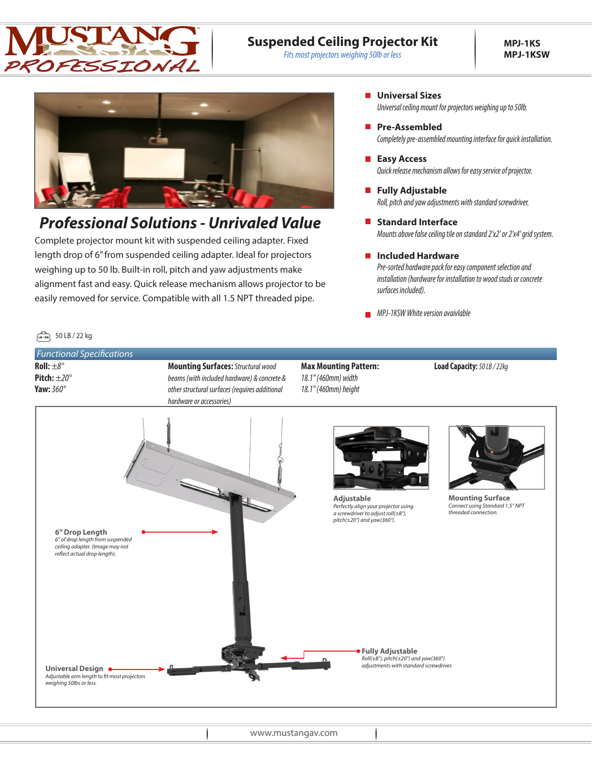# Suspended Ceiling Projector Kit

*Fits most projectors weighing 50lb or less*

**MPJ-1KS**
**MPJ-1KSW**

## *Professional Solutions - Unrivaled Value*

Complete projector mount kit with suspended ceiling adapter. Fixed length drop of 6" from suspended ceiling adapter. Ideal for projectors weighing up to 50 lb. Built-in roll, pitch and yaw adjustments make alignment fast and easy. Quick release mechanism allows projector to be easily removed for service. Compatible with all 1.5 NPT threaded pipe.

- **Universal Sizes**
  *Universal ceiling mount for projectors weighing up to 50lb.*
- **Pre-Assembled**
  *Completely pre-assembled mounting interface for quick installation.*
- **Easy Access**
  *Quick release mechanism allows for easy service of projector.*
- **Fully Adjustable**
  *Roll, pitch and yaw adjustments with standard screwdriver.*
- **Standard Interface**
  *Mounts above false ceiling tile on standard 2'x2' or 2'x4' grid system.*
- **Included Hardware**
  *Pre-sorted hardware pack for easy component selection and installation (hardware for installation to wood studs or concrete surfaces included).*
- *MPJ-1KSW White version avaivlable*

50 LB / 22 kg

## *Functional Specifications*

**Roll:** *±8°*
**Pitch:** *±20°*
**Yaw:** *360°*

**Mounting Surfaces:** *Structural wood beams (with included hardware) & concrete & other structural surfaces (requires additional hardware or accessories)*

**Max Mounting Pattern:**
*18.1" (460mm) width*
*18.1" (460mm) height*

**Load Capacity:** *50 LB / 22kg*

**Adjustable**
*Perfectly align your projector using a screwdriver to adjust roll(±8°), pitch(±20°) and yaw(360°).*

**Mounting Surface**
*Connect using Standard 1.5" NPT threaded connection.*

**6" Drop Length**
*6" of drop length from suspended ceiling adapter. (Image may not reflect actual drop length).*

**Fully Adjustable**
*Roll(±8°), pitch(±20°) and yaw(360°) adjustments with standard screwdriver.*

**Universal Design**
*Adjustable arm length to fit most projectors weighing 50lbs or less.*

www.mustangav.com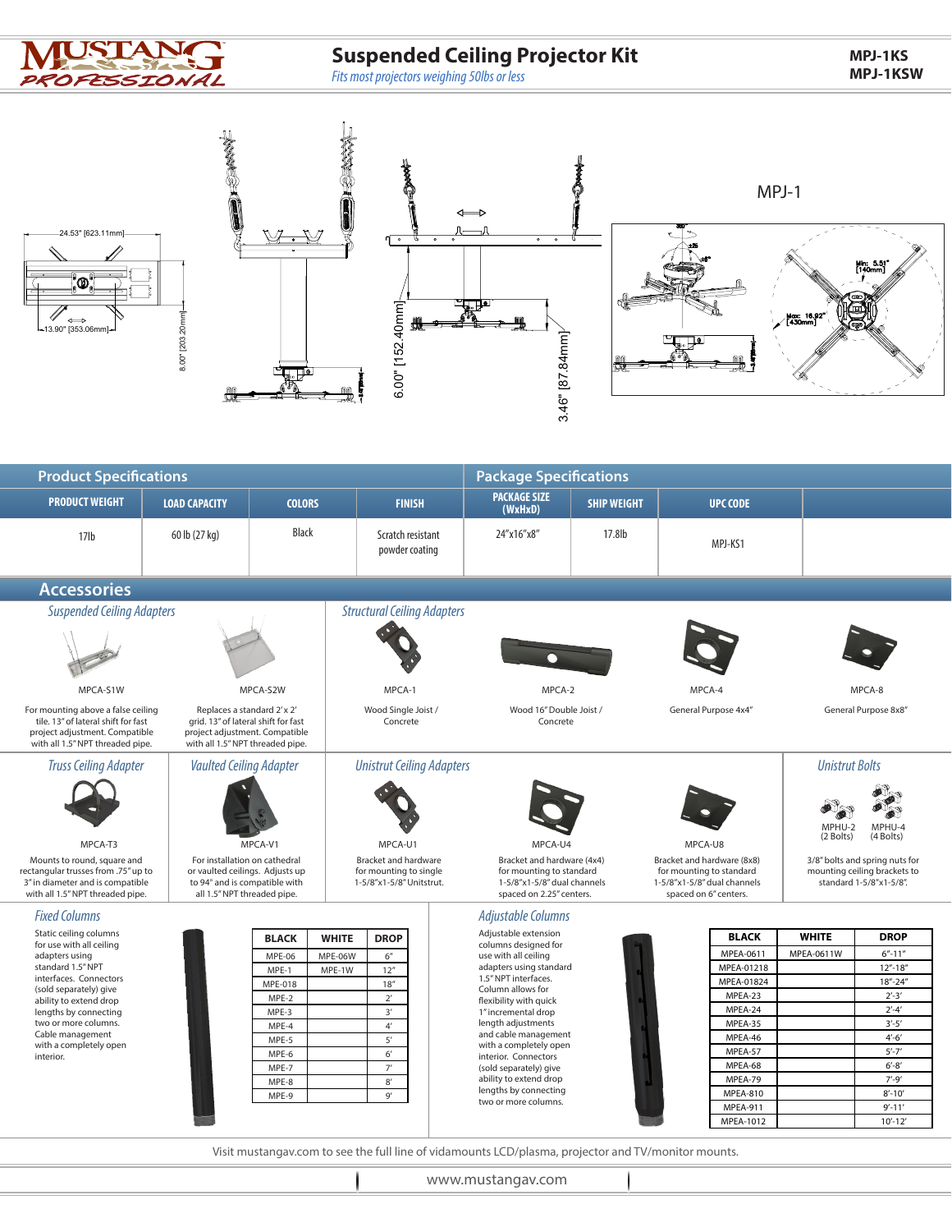# Suspended Ceiling Projector Kit

*Fits most projectors weighing 50lbs or less*

**MPJ-1KS**
**MPJ-1KSW**

24.53" [623.11mm]

13.90" [353.06mm]

8.00" [203.20mm]

6.00" [152.40mm]

3.46" [87.84mm]

MPJ-1

Min: 5.51" [140mm]

Max: 16.92" [430mm]

## Product Specifications / Package Specifications

| PRODUCT WEIGHT | LOAD CAPACITY | COLORS | FINISH | PACKAGE SIZE (WxHxD) | SHIP WEIGHT | UPC CODE |
|---|---|---|---|---|---|---|
| 17lb | 60 lb (27 kg) | Black | Scratch resistant powder coating | 24"x16"x8" | 17.8lb | MPJ-KS1 |

## Accessories

### *Suspended Ceiling Adapters*

**MPCA-S1W**
For mounting above a false ceiling tile. 13" of lateral shift for fast project adjustment. Compatible with all 1.5" NPT threaded pipe.

**MPCA-S2W**
Replaces a standard 2' x 2' grid. 13" of lateral shift for fast project adjustment. Compatible with all 1.5" NPT threaded pipe.

### *Structural Ceiling Adapters*

**MPCA-1**
Wood Single Joist / Concrete

**MPCA-2**
Wood 16" Double Joist / Concrete

**MPCA-4**
General Purpose 4x4"

**MPCA-8**
General Purpose 8x8"

### *Truss Ceiling Adapter*

**MPCA-T3**
Mounts to round, square and rectangular trusses from .75" up to 3" in diameter and is compatible with all 1.5" NPT threaded pipe.

### *Vaulted Ceiling Adapter*

**MPCA-V1**
For installation on cathedral or vaulted ceilings. Adjusts up to 94° and is compatible with all 1.5" NPT threaded pipe.

### *Unistrut Ceiling Adapters*

**MPCA-U1**
Bracket and hardware for mounting to single 1-5/8"x1-5/8" Unitstrut.

**MPCA-U4**
Bracket and hardware (4x4) for mounting to standard 1-5/8"x1-5/8" dual channels spaced on 2.25" centers.

**MPCA-U8**
Bracket and hardware (8x8) for mounting to standard 1-5/8"x1-5/8" dual channels spaced on 6" centers.

### *Unistrut Bolts*

**MPHU-2** (2 Bolts)
**MPHU-4** (4 Bolts)

3/8" bolts and spring nuts for mounting ceiling brackets to standard 1-5/8"x1-5/8".

### *Fixed Columns*

Static ceiling columns for use with all ceiling adapters using standard 1.5" NPT interfaces. Connectors (sold separately) give ability to extend drop lengths by connecting two or more columns. Cable management with a completely open interior.

| BLACK | WHITE | DROP |
|---|---|---|
| MPE-06 | MPE-06W | 6" |
| MPE-1 | MPE-1W | 12" |
| MPE-018 | | 18" |
| MPE-2 | | 2' |
| MPE-3 | | 3' |
| MPE-4 | | 4' |
| MPE-5 | | 5' |
| MPE-6 | | 6' |
| MPE-7 | | 7' |
| MPE-8 | | 8' |
| MPE-9 | | 9' |

### *Adjustable Columns*

Adjustable extension columns designed for use with all ceiling adapters using standard 1.5" NPT interfaces. Column allows for flexibility with quick 1" incremental drop length adjustments and cable management with a completely open interior. Connectors (sold separately) give ability to extend drop lengths by connecting two or more columns.

| BLACK | WHITE | DROP |
|---|---|---|
| MPEA-0611 | MPEA-0611W | 6"-11" |
| MPEA-01218 | | 12"-18" |
| MPEA-01824 | | 18"-24" |
| MPEA-23 | | 2'-3' |
| MPEA-24 | | 2'-4' |
| MPEA-35 | | 3'-5' |
| MPEA-46 | | 4'-6' |
| MPEA-57 | | 5'-7' |
| MPEA-68 | | 6'-8' |
| MPEA-79 | | 7'-9' |
| MPEA-810 | | 8'-10' |
| MPEA-911 | | 9'-11' |
| MPEA-1012 | | 10'-12' |

Visit mustangav.com to see the full line of vidamounts LCD/plasma, projector and TV/monitor mounts.

www.mustangav.com